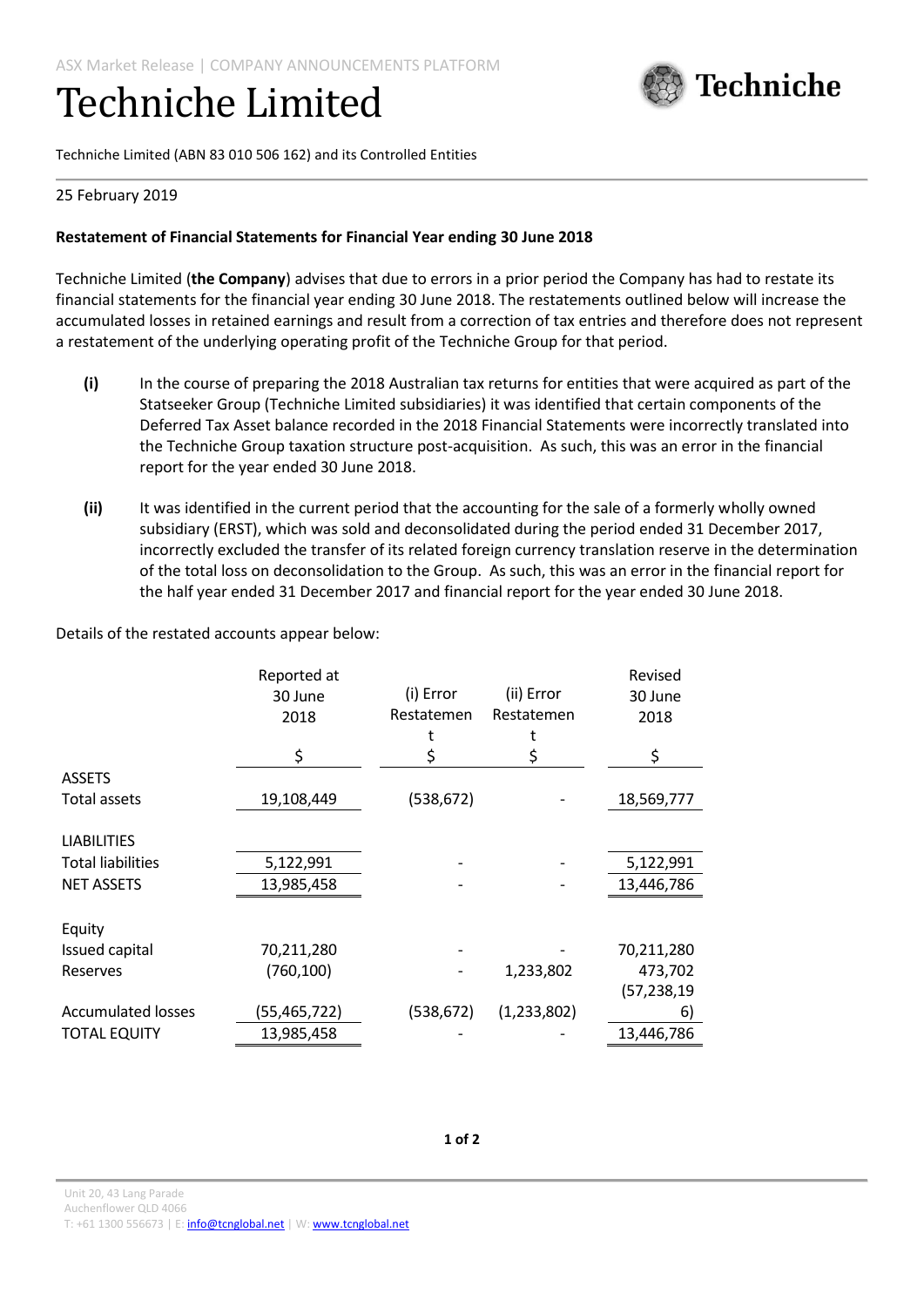ASX Market Release | COMPANY ANNOUNCEMENTS PLATFORM

# Techniche Limited

Techniche Limited (ABN 83 010 506 162) and its Controlled Entities

25 February 2019

**Restatement of Financial Statements for Financial Year ending 30 June 2018**

Techniche Limited (**the Company**) advises that due to errors in a prior period the Company has had to restate its financial statements for the financial year ending 30 June 2018. The restatements outlined below will increase the accumulated losses in retained earnings and result from a correction of tax entries and therefore does not represent a restatement of the underlying operating profit of the Techniche Group for that period.

**(i)** In the course of preparing the 2018 Australian tax returns for entities that were acquired as part of the Statseeker Group (Techniche Limited subsidiaries) it was identified that certain components of the Deferred Tax Asset balance recorded in the 2018 Financial Statements were incorrectly translated into the Techniche Group taxation structure post-acquisition. As such, this was an error in the financial report for the year ended 30 June 2018.

**(ii)** It was identified in the current period that the accounting for the sale of a formerly wholly owned subsidiary (ERST), which was sold and deconsolidated during the period ended 31 December 2017, incorrectly excluded the transfer of its related foreign currency translation reserve in the determination of the total loss on deconsolidation to the Group. As such, this was an error in the financial report for the half year ended 31 December 2017 and financial report for the year ended 30 June 2018.

Details of the restated accounts appear below:

| | Reported at 30 June 2018 | (i) Error Restatement | (ii) Error Restatement | Revised 30 June 2018 |
|---|---|---|---|---|
| | $ | $ | $ | $ |
| **ASSETS** | | | | |
| Total assets | 19,108,449 | (538,672) | - | 18,569,777 |
| **LIABILITIES** | | | | |
| Total liabilities | 5,122,991 | - | - | 5,122,991 |
| NET ASSETS | 13,985,458 | - | - | 13,446,786 |
| **Equity** | | | | |
| Issued capital | 70,211,280 | - | - | 70,211,280 |
| Reserves | (760,100) | - | 1,233,802 | 473,702 |
| Accumulated losses | (55,465,722) | (538,672) | (1,233,802) | (57,238,196) |
| TOTAL EQUITY | 13,985,458 | - | - | 13,446,786 |

Unit 20, 43 Lang Parade
Auchenflower QLD 4066
T: +61 1300 556673 | E: info@tcnglobal.net | W: www.tcnglobal.net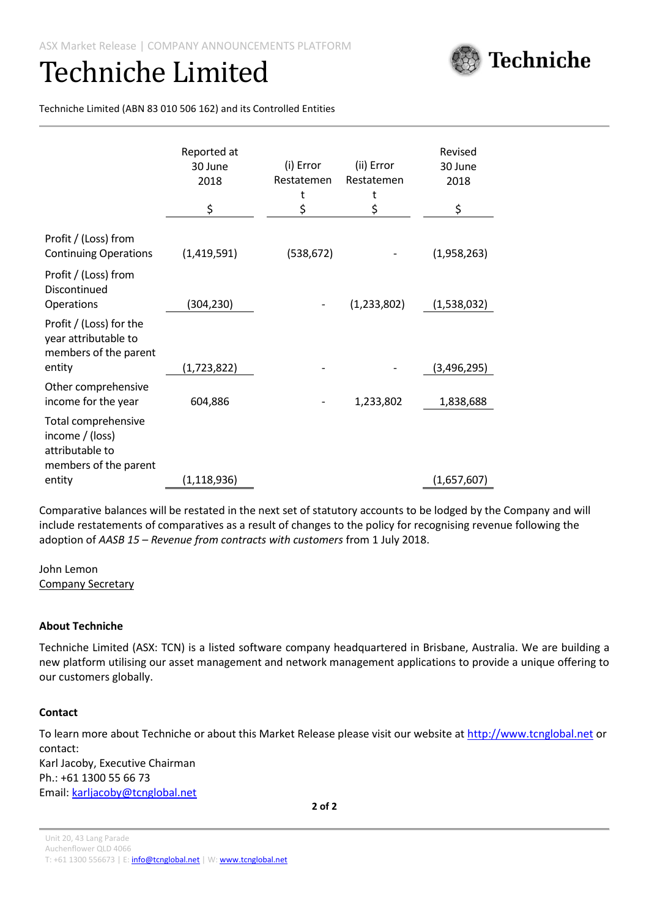ASX Market Release | COMPANY ANNOUNCEMENTS PLATFORM

# Techniche Limited

Techniche Limited (ABN 83 010 506 162) and its Controlled Entities

| | Reported at 30 June 2018 $ | (i) Error Restatement $ | (ii) Error Restatement $ | Revised 30 June 2018 $ |
|---|---|---|---|---|
| Profit / (Loss) from Continuing Operations | (1,419,591) | (538,672) | - | (1,958,263) |
| Profit / (Loss) from Discontinued Operations | (304,230) | - | (1,233,802) | (1,538,032) |
| Profit / (Loss) for the year attributable to members of the parent entity | (1,723,822) | - | - | (3,496,295) |
| Other comprehensive income for the year | 604,886 | - | 1,233,802 | 1,838,688 |
| Total comprehensive income / (loss) attributable to members of the parent entity | (1,118,936) | | | (1,657,607) |

Comparative balances will be restated in the next set of statutory accounts to be lodged by the Company and will include restatements of comparatives as a result of changes to the policy for recognising revenue following the adoption of *AASB 15 – Revenue from contracts with customers* from 1 July 2018.

John Lemon
Company Secretary

**About Techniche**

Techniche Limited (ASX: TCN) is a listed software company headquartered in Brisbane, Australia. We are building a new platform utilising our asset management and network management applications to provide a unique offering to our customers globally.

**Contact**

To learn more about Techniche or about this Market Release please visit our website at http://www.tcnglobal.net or contact:
Karl Jacoby, Executive Chairman
Ph.: +61 1300 55 66 73
Email: karljacoby@tcnglobal.net

Unit 20, 43 Lang Parade
Auchenflower QLD 4066
T: +61 1300 556673 | E: info@tcnglobal.net | W: www.tcnglobal.net